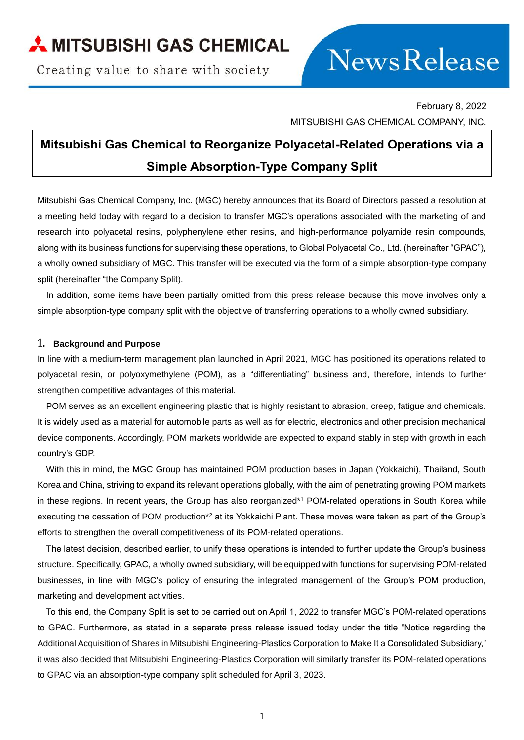MITSUBISHI GAS CHEMICAL

Creating value to share with society

News Release

February 8, 2022

MITSUBISHI GAS CHEMICAL COMPANY, INC.

# Mitsubishi Gas Chemical to Reorganize Polyacetal-Related Operations via a Simple Absorption-Type Company Split

Mitsubishi Gas Chemical Company, Inc. (MGC) hereby announces that its Board of Directors passed a resolution at a meeting held today with regard to a decision to transfer MGC's operations associated with the marketing of and research into polyacetal resins, polyphenylene ether resins, and high-performance polyamide resin compounds, along with its business functions for supervising these operations, to Global Polyacetal Co., Ltd. (hereinafter "GPAC"), a wholly owned subsidiary of MGC. This transfer will be executed via the form of a simple absorption-type company split (hereinafter "the Company Split).

In addition, some items have been partially omitted from this press release because this move involves only a simple absorption-type company split with the objective of transferring operations to a wholly owned subsidiary.

## 1. Background and Purpose

In line with a medium-term management plan launched in April 2021, MGC has positioned its operations related to polyacetal resin, or polyoxymethylene (POM), as a "differentiating" business and, therefore, intends to further strengthen competitive advantages of this material.

POM serves as an excellent engineering plastic that is highly resistant to abrasion, creep, fatigue and chemicals. It is widely used as a material for automobile parts as well as for electric, electronics and other precision mechanical device components. Accordingly, POM markets worldwide are expected to expand stably in step with growth in each country's GDP.

With this in mind, the MGC Group has maintained POM production bases in Japan (Yokkaichi), Thailand, South Korea and China, striving to expand its relevant operations globally, with the aim of penetrating growing POM markets in these regions. In recent years, the Group has also reorganized*[1] POM-related operations in South Korea while executing the cessation of POM production*[2] at its Yokkaichi Plant. These moves were taken as part of the Group's efforts to strengthen the overall competitiveness of its POM-related operations.

The latest decision, described earlier, to unify these operations is intended to further update the Group's business structure. Specifically, GPAC, a wholly owned subsidiary, will be equipped with functions for supervising POM-related businesses, in line with MGC's policy of ensuring the integrated management of the Group's POM production, marketing and development activities.

To this end, the Company Split is set to be carried out on April 1, 2022 to transfer MGC's POM-related operations to GPAC. Furthermore, as stated in a separate press release issued today under the title "Notice regarding the Additional Acquisition of Shares in Mitsubishi Engineering-Plastics Corporation to Make It a Consolidated Subsidiary," it was also decided that Mitsubishi Engineering-Plastics Corporation will similarly transfer its POM-related operations to GPAC via an absorption-type company split scheduled for April 3, 2023.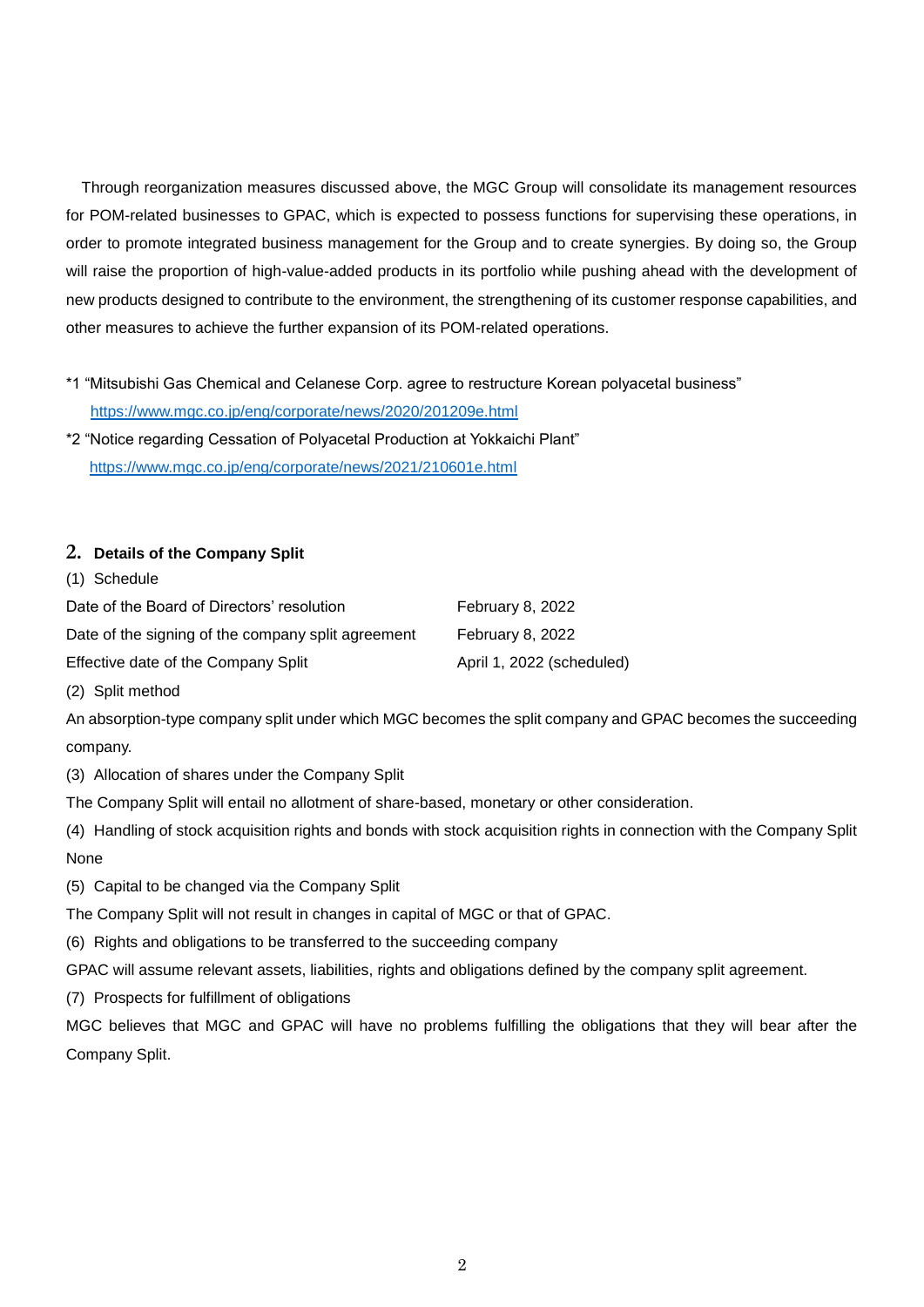Through reorganization measures discussed above, the MGC Group will consolidate its management resources for POM-related businesses to GPAC, which is expected to possess functions for supervising these operations, in order to promote integrated business management for the Group and to create synergies. By doing so, the Group will raise the proportion of high-value-added products in its portfolio while pushing ahead with the development of new products designed to contribute to the environment, the strengthening of its customer response capabilities, and other measures to achieve the further expansion of its POM-related operations.

*1 "Mitsubishi Gas Chemical and Celanese Corp. agree to restructure Korean polyacetal business"
https://www.mgc.co.jp/eng/corporate/news/2020/201209e.html

*2 "Notice regarding Cessation of Polyacetal Production at Yokkaichi Plant"
https://www.mgc.co.jp/eng/corporate/news/2021/210601e.html

## 2. Details of the Company Split

(1) Schedule

| | |
|---|---|
| Date of the Board of Directors' resolution | February 8, 2022 |
| Date of the signing of the company split agreement | February 8, 2022 |
| Effective date of the Company Split | April 1, 2022 (scheduled) |

(2) Split method

An absorption-type company split under which MGC becomes the split company and GPAC becomes the succeeding company.

(3) Allocation of shares under the Company Split

The Company Split will entail no allotment of share-based, monetary or other consideration.

(4) Handling of stock acquisition rights and bonds with stock acquisition rights in connection with the Company Split

None

(5) Capital to be changed via the Company Split

The Company Split will not result in changes in capital of MGC or that of GPAC.

(6) Rights and obligations to be transferred to the succeeding company

GPAC will assume relevant assets, liabilities, rights and obligations defined by the company split agreement.

(7) Prospects for fulfillment of obligations

MGC believes that MGC and GPAC will have no problems fulfilling the obligations that they will bear after the Company Split.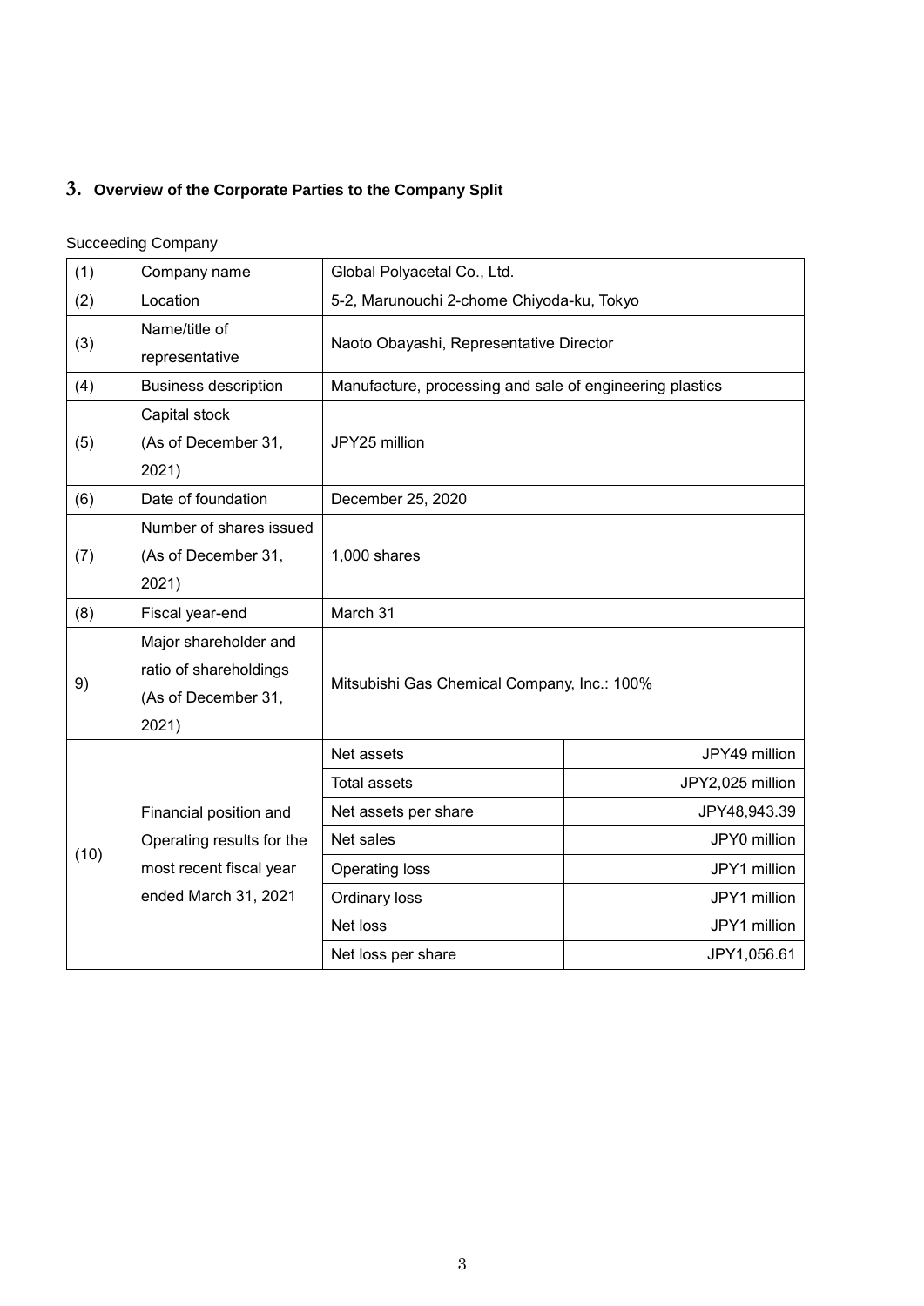## 3. Overview of the Corporate Parties to the Company Split

Succeeding Company

| | | | |
|---|---|---|---|
| (1) | Company name | Global Polyacetal Co., Ltd. | |
| (2) | Location | 5-2, Marunouchi 2-chome Chiyoda-ku, Tokyo | |
| (3) | Name/title of representative | Naoto Obayashi, Representative Director | |
| (4) | Business description | Manufacture, processing and sale of engineering plastics | |
| (5) | Capital stock (As of December 31, 2021) | JPY25 million | |
| (6) | Date of foundation | December 25, 2020 | |
| (7) | Number of shares issued (As of December 31, 2021) | 1,000 shares | |
| (8) | Fiscal year-end | March 31 | |
| 9) | Major shareholder and ratio of shareholdings (As of December 31, 2021) | Mitsubishi Gas Chemical Company, Inc.: 100% | |
| (10) | Financial position and Operating results for the most recent fiscal year ended March 31, 2021 | Net assets | JPY49 million |
| | | Total assets | JPY2,025 million |
| | | Net assets per share | JPY48,943.39 |
| | | Net sales | JPY0 million |
| | | Operating loss | JPY1 million |
| | | Ordinary loss | JPY1 million |
| | | Net loss | JPY1 million |
| | | Net loss per share | JPY1,056.61 |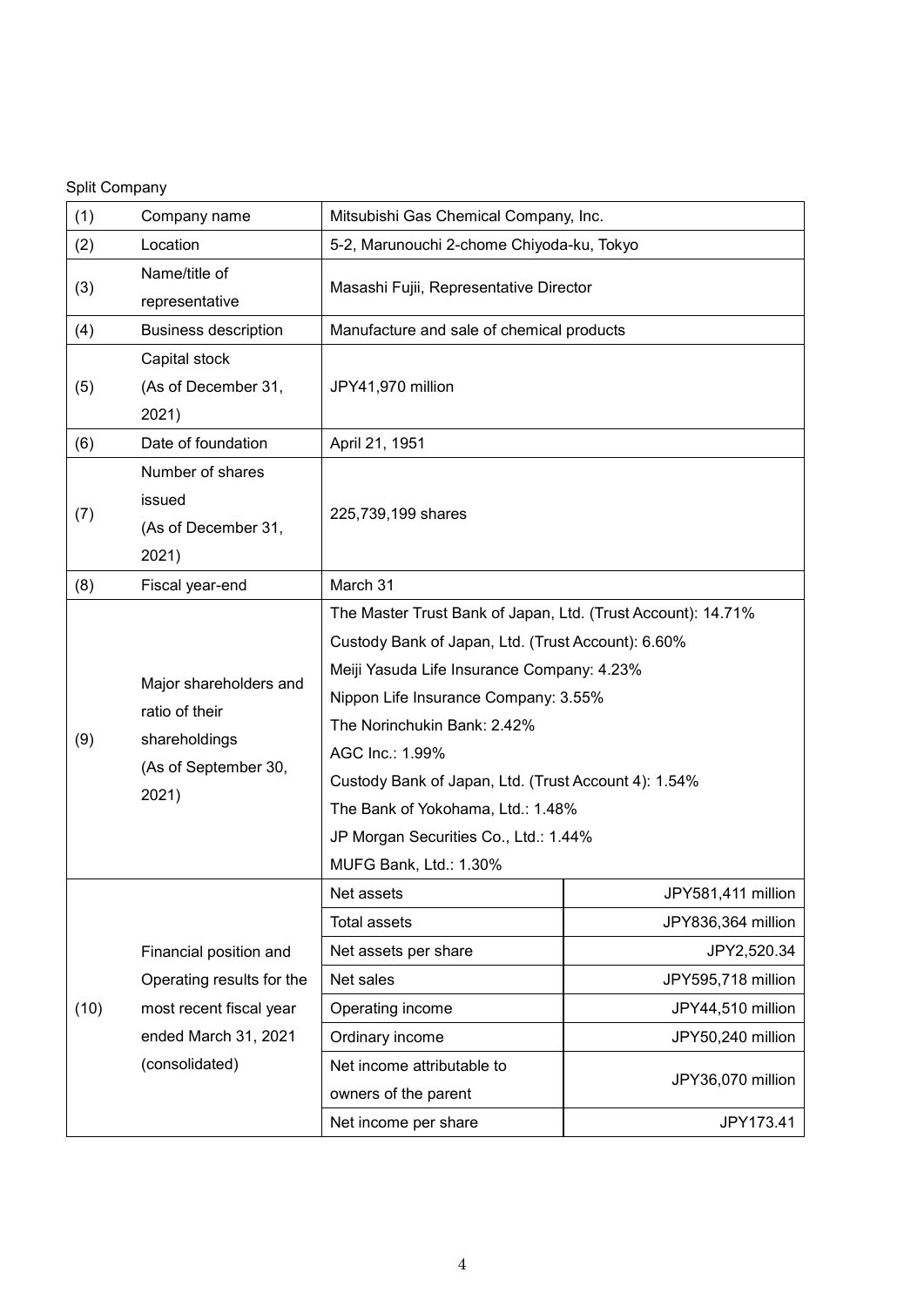Split Company

| (1) | Company name | Mitsubishi Gas Chemical Company, Inc. | |
|---|---|---|---|
| (2) | Location | 5-2, Marunouchi 2-chome Chiyoda-ku, Tokyo | |
| (3) | Name/title of representative | Masashi Fujii, Representative Director | |
| (4) | Business description | Manufacture and sale of chemical products | |
| (5) | Capital stock (As of December 31, 2021) | JPY41,970 million | |
| (6) | Date of foundation | April 21, 1951 | |
| (7) | Number of shares issued (As of December 31, 2021) | 225,739,199 shares | |
| (8) | Fiscal year-end | March 31 | |
| (9) | Major shareholders and ratio of their shareholdings (As of September 30, 2021) | The Master Trust Bank of Japan, Ltd. (Trust Account): 14.71%<br>Custody Bank of Japan, Ltd. (Trust Account): 6.60%<br>Meiji Yasuda Life Insurance Company: 4.23%<br>Nippon Life Insurance Company: 3.55%<br>The Norinchukin Bank: 2.42%<br>AGC Inc.: 1.99%<br>Custody Bank of Japan, Ltd. (Trust Account 4): 1.54%<br>The Bank of Yokohama, Ltd.: 1.48%<br>JP Morgan Securities Co., Ltd.: 1.44%<br>MUFG Bank, Ltd.: 1.30% | |
| (10) | Financial position and Operating results for the most recent fiscal year ended March 31, 2021 (consolidated) | Net assets | JPY581,411 million |
| | | Total assets | JPY836,364 million |
| | | Net assets per share | JPY2,520.34 |
| | | Net sales | JPY595,718 million |
| | | Operating income | JPY44,510 million |
| | | Ordinary income | JPY50,240 million |
| | | Net income attributable to owners of the parent | JPY36,070 million |
| | | Net income per share | JPY173.41 |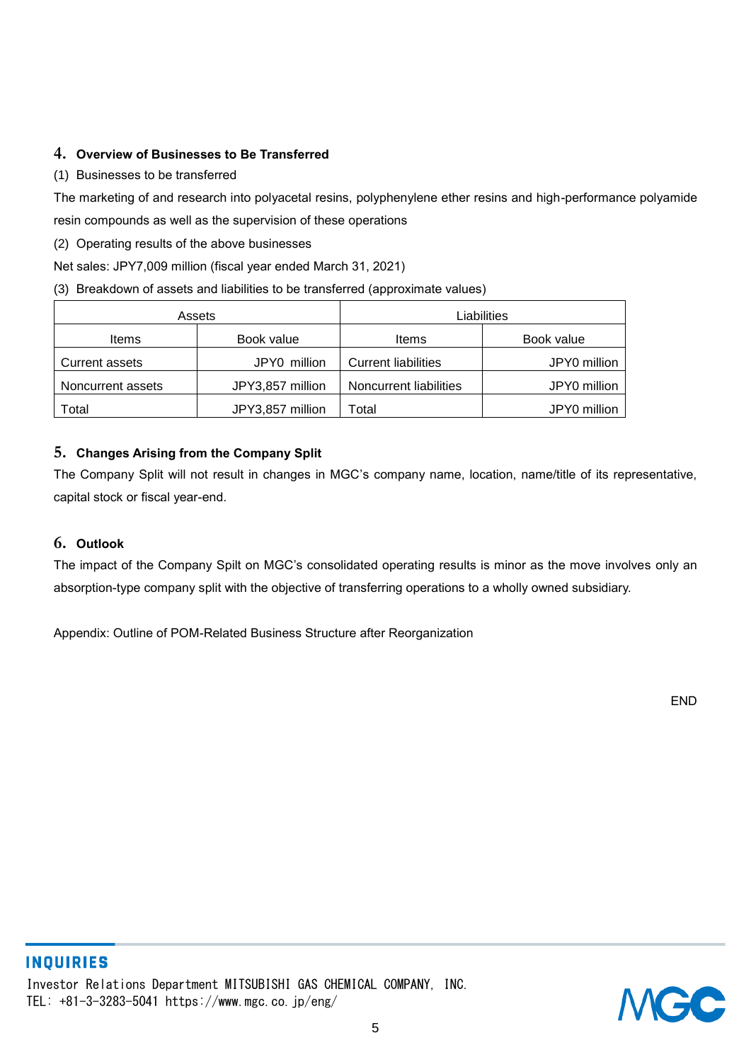## 4. Overview of Businesses to Be Transferred

(1) Businesses to be transferred

The marketing of and research into polyacetal resins, polyphenylene ether resins and high-performance polyamide resin compounds as well as the supervision of these operations

(2) Operating results of the above businesses

Net sales: JPY7,009 million (fiscal year ended March 31, 2021)

(3) Breakdown of assets and liabilities to be transferred (approximate values)

| Assets | | Liabilities | |
|---|---|---|---|
| Items | Book value | Items | Book value |
| Current assets | JPY0 million | Current liabilities | JPY0 million |
| Noncurrent assets | JPY3,857 million | Noncurrent liabilities | JPY0 million |
| Total | JPY3,857 million | Total | JPY0 million |

## 5. Changes Arising from the Company Split

The Company Split will not result in changes in MGC's company name, location, name/title of its representative, capital stock or fiscal year-end.

## 6. Outlook

The impact of the Company Spilt on MGC's consolidated operating results is minor as the move involves only an absorption-type company split with the objective of transferring operations to a wholly owned subsidiary.

Appendix: Outline of POM-Related Business Structure after Reorganization

END

**INQUIRIES**

Investor Relations Department MITSUBISHI GAS CHEMICAL COMPANY, INC.
TEL: +81-3-3283-5041 https://www.mgc.co.jp/eng/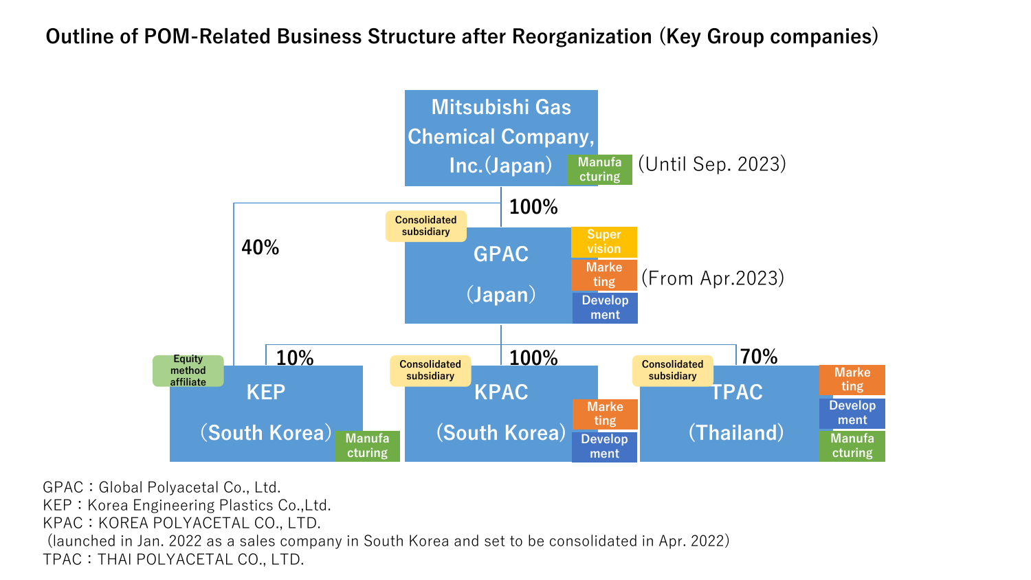# Outline of POM-Related Business Structure after Reorganization (Key Group companies)

Mitsubishi Gas Chemical Company, Inc.(Japan)
Manufacturing (Until Sep. 2023)

100%

Consolidated subsidiary
GPAC (Japan)
Supervision
Marketing (From Apr.2023)
Development

40%

10%

Equity method affiliate
KEP (South Korea)
Manufacturing

100%

Consolidated subsidiary
KPAC (South Korea)
Marketing
Development

70%

Consolidated subsidiary
TPAC (Thailand)
Marketing
Development
Manufacturing

GPAC：Global Polyacetal Co., Ltd.
KEP：Korea Engineering Plastics Co.,Ltd.
KPAC：KOREA POLYACETAL CO., LTD.
(launched in Jan. 2022 as a sales company in South Korea and set to be consolidated in Apr. 2022)
TPAC：THAI POLYACETAL CO., LTD.